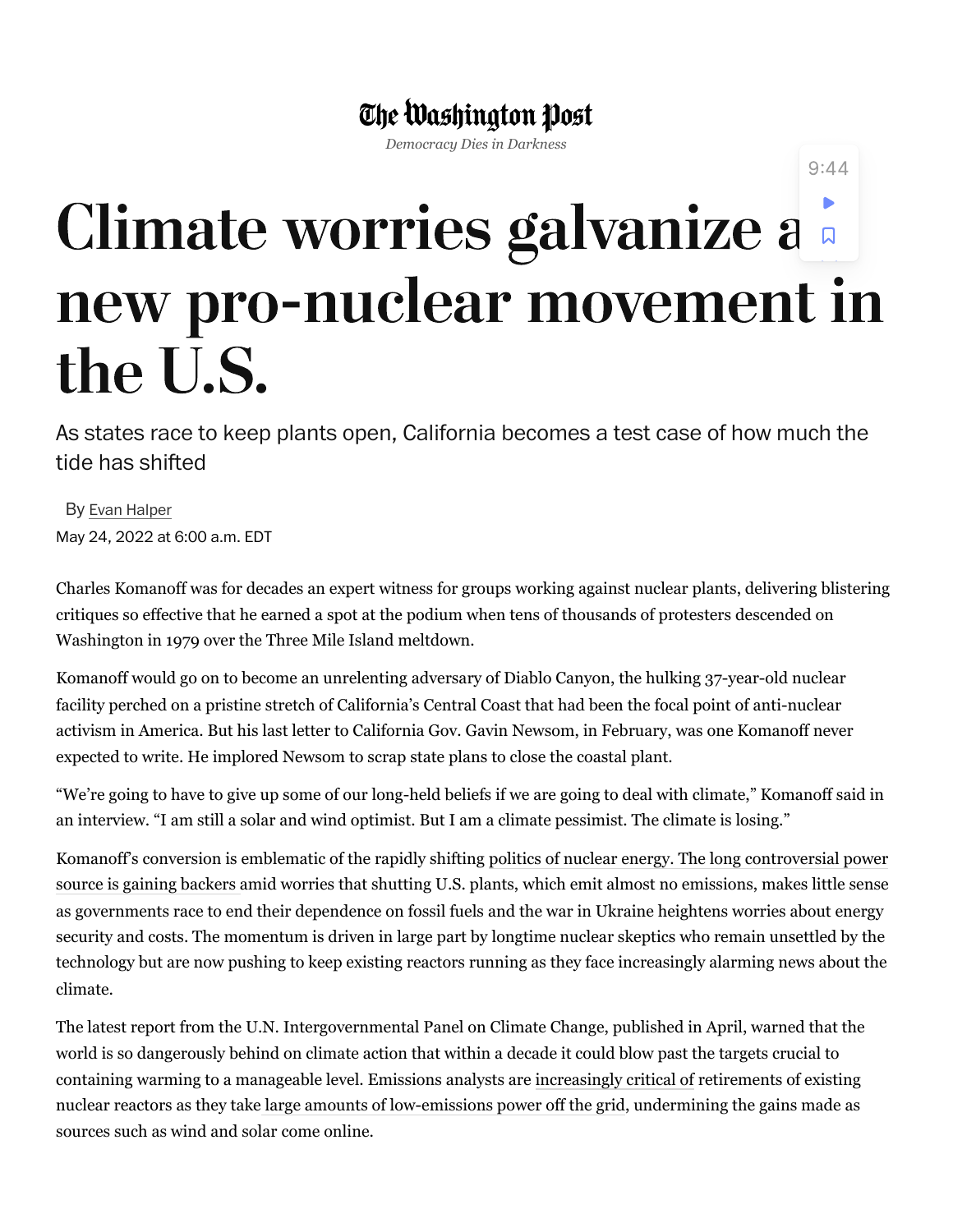The Washington Post

*Democracy Dies in Darkness*

# Climate worries galvanize a new pro-nuclear movement in the U.S.

As states race to keep plants open, California becomes a test case of how much the tide has shifted

By Evan Halper

May 24, 2022 at 6:00 a.m. EDT

Charles Komanoff was for decades an expert witness for groups working against nuclear plants, delivering blistering critiques so effective that he earned a spot at the podium when tens of thousands of protesters descended on Washington in 1979 over the Three Mile Island meltdown.

Komanoff would go on to become an unrelenting adversary of Diablo Canyon, the hulking 37-year-old nuclear facility perched on a pristine stretch of California's Central Coast that had been the focal point of anti-nuclear activism in America. But his last letter to California Gov. Gavin Newsom, in February, was one Komanoff never expected to write. He implored Newsom to scrap state plans to close the coastal plant.

"We're going to have to give up some of our long-held beliefs if we are going to deal with climate," Komanoff said in an interview. "I am still a solar and wind optimist. But I am a climate pessimist. The climate is losing."

Komanoff's conversion is emblematic of the rapidly shifting politics of nuclear energy. The long controversial power source is gaining backers amid worries that shutting U.S. plants, which emit almost no emissions, makes little sense as governments race to end their dependence on fossil fuels and the war in Ukraine heightens worries about energy security and costs. The momentum is driven in large part by longtime nuclear skeptics who remain unsettled by the technology but are now pushing to keep existing reactors running as they face increasingly alarming news about the climate.

The latest report from the U.N. Intergovernmental Panel on Climate Change, published in April, warned that the world is so dangerously behind on climate action that within a decade it could blow past the targets crucial to containing warming to a manageable level. Emissions analysts are increasingly critical of retirements of existing nuclear reactors as they take large amounts of low-emissions power off the grid, undermining the gains made as sources such as wind and solar come online.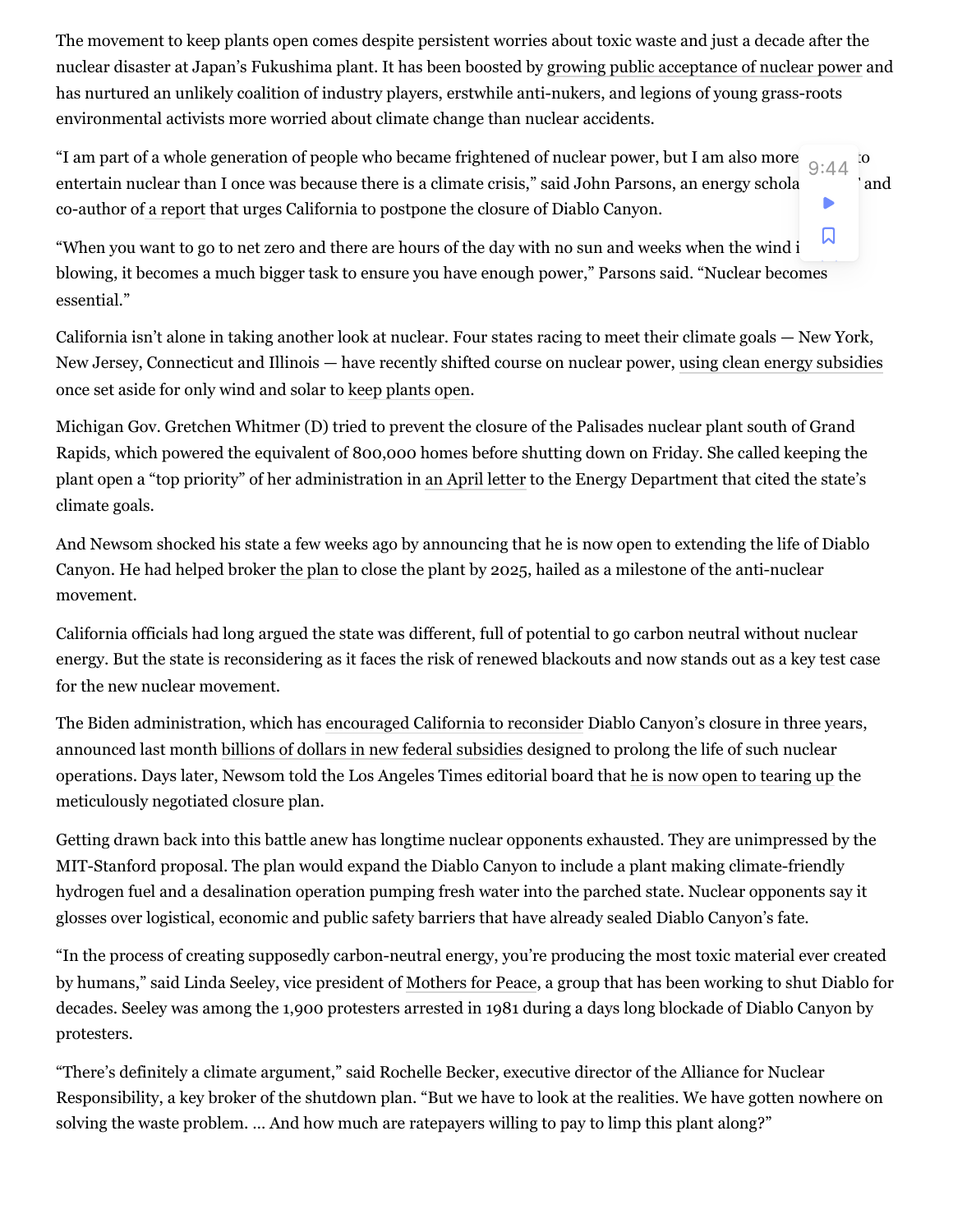The movement to keep plants open comes despite persistent worries about toxic waste and just a decade after the nuclear disaster at Japan's Fukushima plant. It has been boosted by growing public acceptance of nuclear power and has nurtured an unlikely coalition of industry players, erstwhile anti-nukers, and legions of young grass-roots environmental activists more worried about climate change than nuclear accidents.

"I am part of a whole generation of people who became frightened of nuclear power, but I am also more open to entertain nuclear than I once was because there is a climate crisis," said John Parsons, an energy scholar at MIT and co-author of a report that urges California to postpone the closure of Diablo Canyon.

"When you want to go to net zero and there are hours of the day with no sun and weeks when the wind isn't blowing, it becomes a much bigger task to ensure you have enough power," Parsons said. "Nuclear becomes essential."

California isn't alone in taking another look at nuclear. Four states racing to meet their climate goals — New York, New Jersey, Connecticut and Illinois — have recently shifted course on nuclear power, using clean energy subsidies once set aside for only wind and solar to keep plants open.

Michigan Gov. Gretchen Whitmer (D) tried to prevent the closure of the Palisades nuclear plant south of Grand Rapids, which powered the equivalent of 800,000 homes before shutting down on Friday. She called keeping the plant open a "top priority" of her administration in an April letter to the Energy Department that cited the state's climate goals.

And Newsom shocked his state a few weeks ago by announcing that he is now open to extending the life of Diablo Canyon. He had helped broker the plan to close the plant by 2025, hailed as a milestone of the anti-nuclear movement.

California officials had long argued the state was different, full of potential to go carbon neutral without nuclear energy. But the state is reconsidering as it faces the risk of renewed blackouts and now stands out as a key test case for the new nuclear movement.

The Biden administration, which has encouraged California to reconsider Diablo Canyon's closure in three years, announced last month billions of dollars in new federal subsidies designed to prolong the life of such nuclear operations. Days later, Newsom told the Los Angeles Times editorial board that he is now open to tearing up the meticulously negotiated closure plan.

Getting drawn back into this battle anew has longtime nuclear opponents exhausted. They are unimpressed by the MIT-Stanford proposal. The plan would expand the Diablo Canyon to include a plant making climate-friendly hydrogen fuel and a desalination operation pumping fresh water into the parched state. Nuclear opponents say it glosses over logistical, economic and public safety barriers that have already sealed Diablo Canyon's fate.

"In the process of creating supposedly carbon-neutral energy, you're producing the most toxic material ever created by humans," said Linda Seeley, vice president of Mothers for Peace, a group that has been working to shut Diablo for decades. Seeley was among the 1,900 protesters arrested in 1981 during a days long blockade of Diablo Canyon by protesters.

"There's definitely a climate argument," said Rochelle Becker, executive director of the Alliance for Nuclear Responsibility, a key broker of the shutdown plan. "But we have to look at the realities. We have gotten nowhere on solving the waste problem. … And how much are ratepayers willing to pay to limp this plant along?"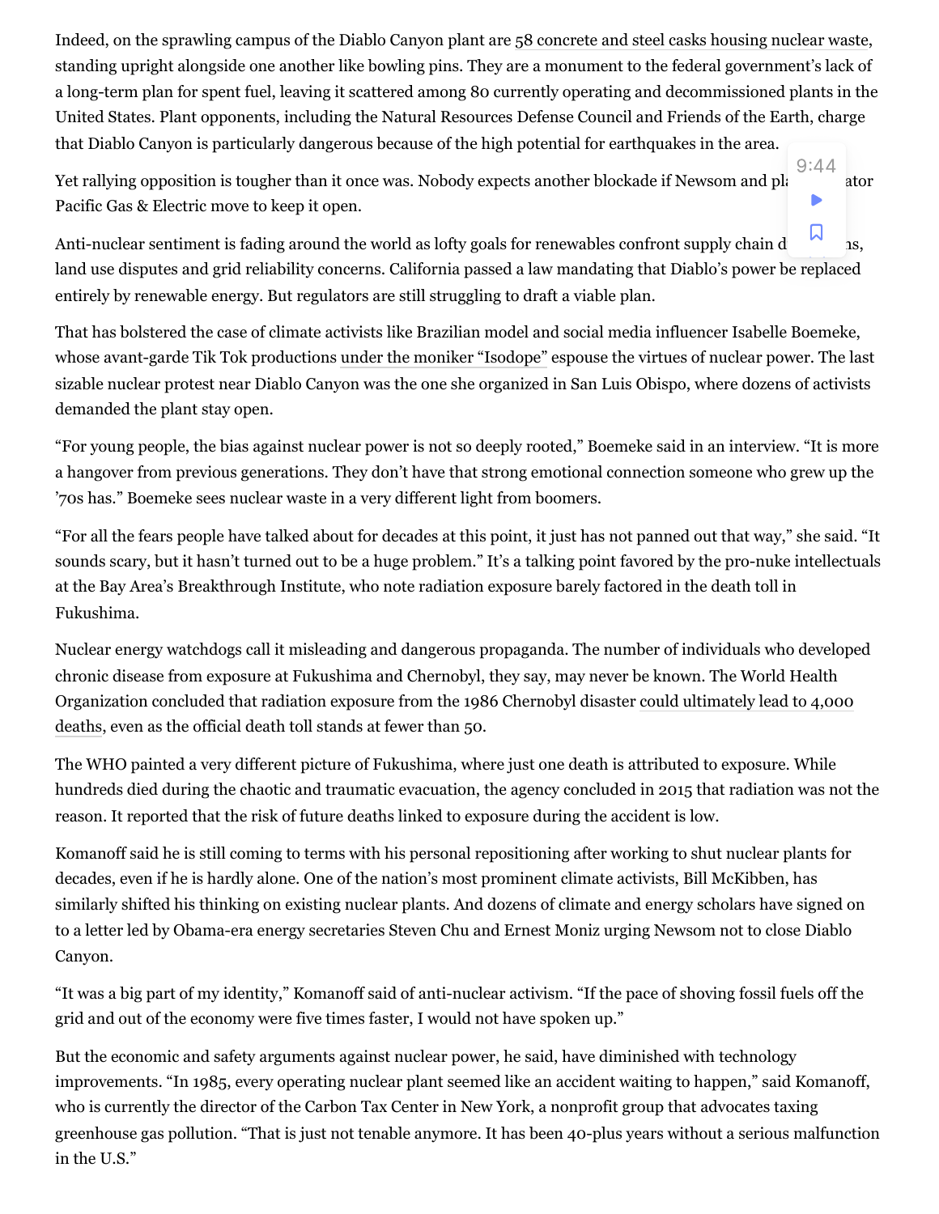Indeed, on the sprawling campus of the Diablo Canyon plant are 58 concrete and steel casks housing nuclear waste, standing upright alongside one another like bowling pins. They are a monument to the federal government's lack of a long-term plan for spent fuel, leaving it scattered among 80 currently operating and decommissioned plants in the United States. Plant opponents, including the Natural Resources Defense Council and Friends of the Earth, charge that Diablo Canyon is particularly dangerous because of the high potential for earthquakes in the area.

Yet rallying opposition is tougher than it once was. Nobody expects another blockade if Newsom and plant operator Pacific Gas & Electric move to keep it open.

Anti-nuclear sentiment is fading around the world as lofty goals for renewables confront supply chain disruptions, land use disputes and grid reliability concerns. California passed a law mandating that Diablo's power be replaced entirely by renewable energy. But regulators are still struggling to draft a viable plan.

That has bolstered the case of climate activists like Brazilian model and social media influencer Isabelle Boemeke, whose avant-garde Tik Tok productions under the moniker "Isodope" espouse the virtues of nuclear power. The last sizable nuclear protest near Diablo Canyon was the one she organized in San Luis Obispo, where dozens of activists demanded the plant stay open.

"For young people, the bias against nuclear power is not so deeply rooted," Boemeke said in an interview. "It is more a hangover from previous generations. They don't have that strong emotional connection someone who grew up the '70s has." Boemeke sees nuclear waste in a very different light from boomers.

"For all the fears people have talked about for decades at this point, it just has not panned out that way," she said. "It sounds scary, but it hasn't turned out to be a huge problem." It's a talking point favored by the pro-nuke intellectuals at the Bay Area's Breakthrough Institute, who note radiation exposure barely factored in the death toll in Fukushima.

Nuclear energy watchdogs call it misleading and dangerous propaganda. The number of individuals who developed chronic disease from exposure at Fukushima and Chernobyl, they say, may never be known. The World Health Organization concluded that radiation exposure from the 1986 Chernobyl disaster could ultimately lead to 4,000 deaths, even as the official death toll stands at fewer than 50.

The WHO painted a very different picture of Fukushima, where just one death is attributed to exposure. While hundreds died during the chaotic and traumatic evacuation, the agency concluded in 2015 that radiation was not the reason. It reported that the risk of future deaths linked to exposure during the accident is low.

Komanoff said he is still coming to terms with his personal repositioning after working to shut nuclear plants for decades, even if he is hardly alone. One of the nation's most prominent climate activists, Bill McKibben, has similarly shifted his thinking on existing nuclear plants. And dozens of climate and energy scholars have signed on to a letter led by Obama-era energy secretaries Steven Chu and Ernest Moniz urging Newsom not to close Diablo Canyon.

"It was a big part of my identity," Komanoff said of anti-nuclear activism. "If the pace of shoving fossil fuels off the grid and out of the economy were five times faster, I would not have spoken up."

But the economic and safety arguments against nuclear power, he said, have diminished with technology improvements. "In 1985, every operating nuclear plant seemed like an accident waiting to happen," said Komanoff, who is currently the director of the Carbon Tax Center in New York, a nonprofit group that advocates taxing greenhouse gas pollution. "That is just not tenable anymore. It has been 40-plus years without a serious malfunction in the U.S."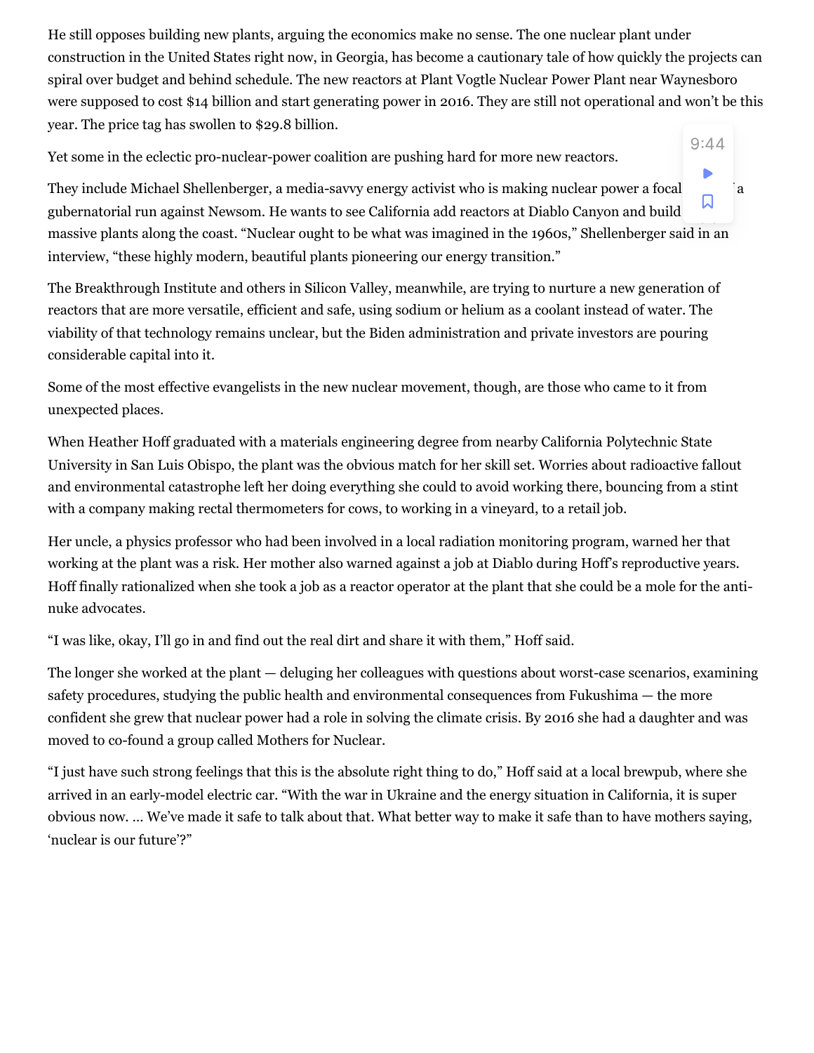He still opposes building new plants, arguing the economics make no sense. The one nuclear plant under construction in the United States right now, in Georgia, has become a cautionary tale of how quickly the projects can spiral over budget and behind schedule. The new reactors at Plant Vogtle Nuclear Power Plant near Waynesboro were supposed to cost $14 billion and start generating power in 2016. They are still not operational and won't be this year. The price tag has swollen to $29.8 billion.

Yet some in the eclectic pro-nuclear-power coalition are pushing hard for more new reactors.

They include Michael Shellenberger, a media-savvy energy activist who is making nuclear power a focal point of a gubernatorial run against Newsom. He wants to see California add reactors at Diablo Canyon and build more massive plants along the coast. "Nuclear ought to be what was imagined in the 1960s," Shellenberger said in an interview, "these highly modern, beautiful plants pioneering our energy transition."

The Breakthrough Institute and others in Silicon Valley, meanwhile, are trying to nurture a new generation of reactors that are more versatile, efficient and safe, using sodium or helium as a coolant instead of water. The viability of that technology remains unclear, but the Biden administration and private investors are pouring considerable capital into it.

Some of the most effective evangelists in the new nuclear movement, though, are those who came to it from unexpected places.

When Heather Hoff graduated with a materials engineering degree from nearby California Polytechnic State University in San Luis Obispo, the plant was the obvious match for her skill set. Worries about radioactive fallout and environmental catastrophe left her doing everything she could to avoid working there, bouncing from a stint with a company making rectal thermometers for cows, to working in a vineyard, to a retail job.

Her uncle, a physics professor who had been involved in a local radiation monitoring program, warned her that working at the plant was a risk. Her mother also warned against a job at Diablo during Hoff's reproductive years. Hoff finally rationalized when she took a job as a reactor operator at the plant that she could be a mole for the anti-nuke advocates.

"I was like, okay, I'll go in and find out the real dirt and share it with them," Hoff said.

The longer she worked at the plant — deluging her colleagues with questions about worst-case scenarios, examining safety procedures, studying the public health and environmental consequences from Fukushima — the more confident she grew that nuclear power had a role in solving the climate crisis. By 2016 she had a daughter and was moved to co-found a group called Mothers for Nuclear.

"I just have such strong feelings that this is the absolute right thing to do," Hoff said at a local brewpub, where she arrived in an early-model electric car. "With the war in Ukraine and the energy situation in California, it is super obvious now. … We've made it safe to talk about that. What better way to make it safe than to have mothers saying, 'nuclear is our future'?"